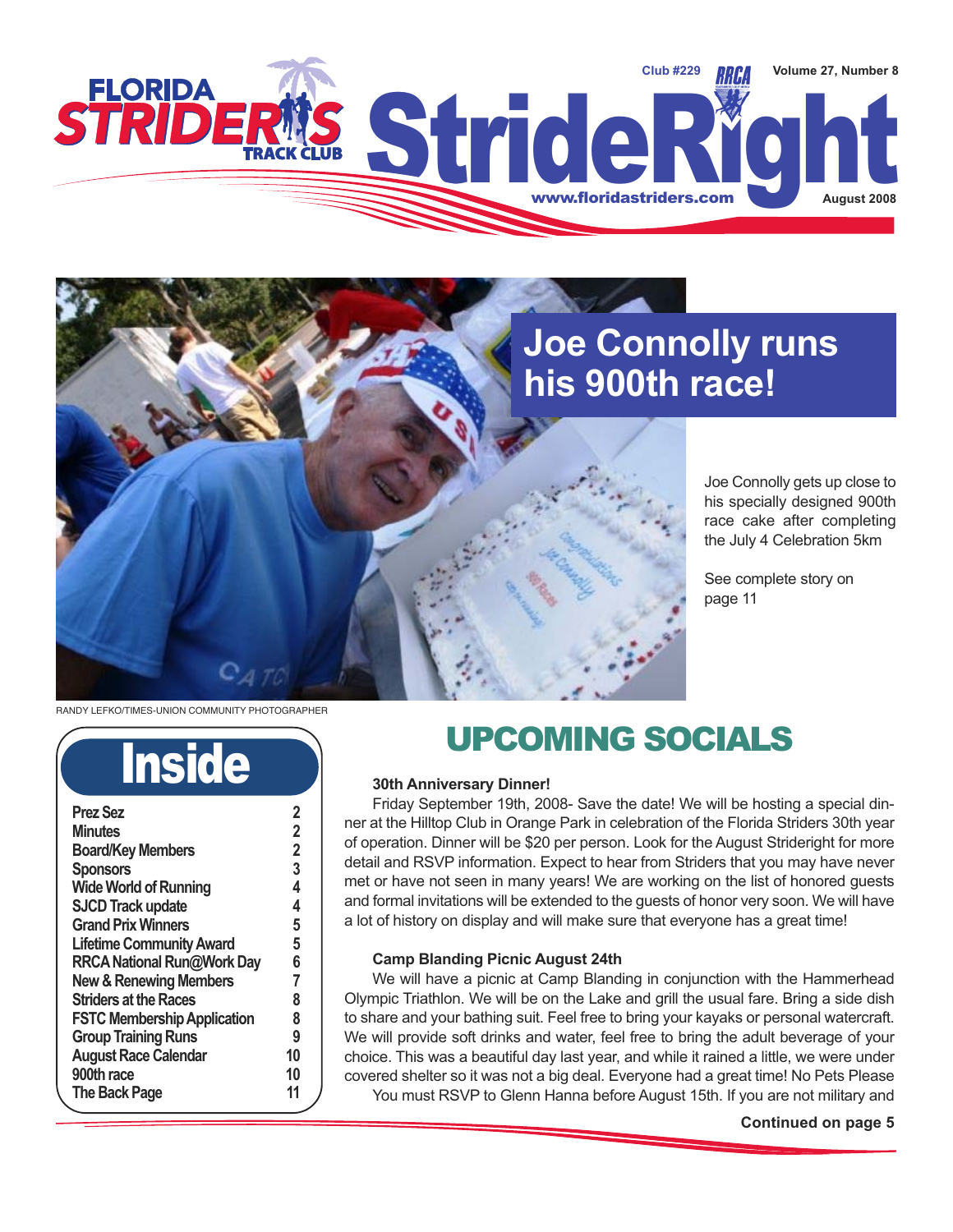# Florida Striders Track Club — StrideRight

Club #229 | Volume 27, Number 8

www.floridastriders.com | August 2008

## Joe Connolly runs his 900th race!

Joe Connolly gets up close to his specially designed 900th race cake after completing the July 4 Celebration 5km

See complete story on page 11

RANDY LEFKO/TIMES-UNION COMMUNITY PHOTOGRAPHER

## Inside

| | |
|---|---|
| Prez Sez | 2 |
| Minutes | 2 |
| Board/Key Members | 2 |
| Sponsors | 3 |
| Wide World of Running | 4 |
| SJCD Track update | 4 |
| Grand Prix Winners | 5 |
| Lifetime Community Award | 5 |
| RRCA National Run@Work Day | 6 |
| New & Renewing Members | 7 |
| Striders at the Races | 8 |
| FSTC Membership Application | 8 |
| Group Training Runs | 9 |
| August Race Calendar | 10 |
| 900th race | 10 |
| The Back Page | 11 |

## UPCOMING SOCIALS

**30th Anniversary Dinner!**

Friday September 19th, 2008- Save the date! We will be hosting a special dinner at the Hilltop Club in Orange Park in celebration of the Florida Striders 30th year of operation. Dinner will be $20 per person. Look for the August Strideright for more detail and RSVP information. Expect to hear from Striders that you may have never met or have not seen in many years! We are working on the list of honored guests and formal invitations will be extended to the guests of honor very soon. We will have a lot of history on display and will make sure that everyone has a great time!

**Camp Blanding Picnic August 24th**

We will have a picnic at Camp Blanding in conjunction with the Hammerhead Olympic Triathlon. We will be on the Lake and grill the usual fare. Bring a side dish to share and your bathing suit. Feel free to bring your kayaks or personal watercraft. We will provide soft drinks and water, feel free to bring the adult beverage of your choice. This was a beautiful day last year, and while it rained a little, we were under covered shelter so it was not a big deal. Everyone had a great time! No Pets Please

You must RSVP to Glenn Hanna before August 15th. If you are not military and

**Continued on page 5**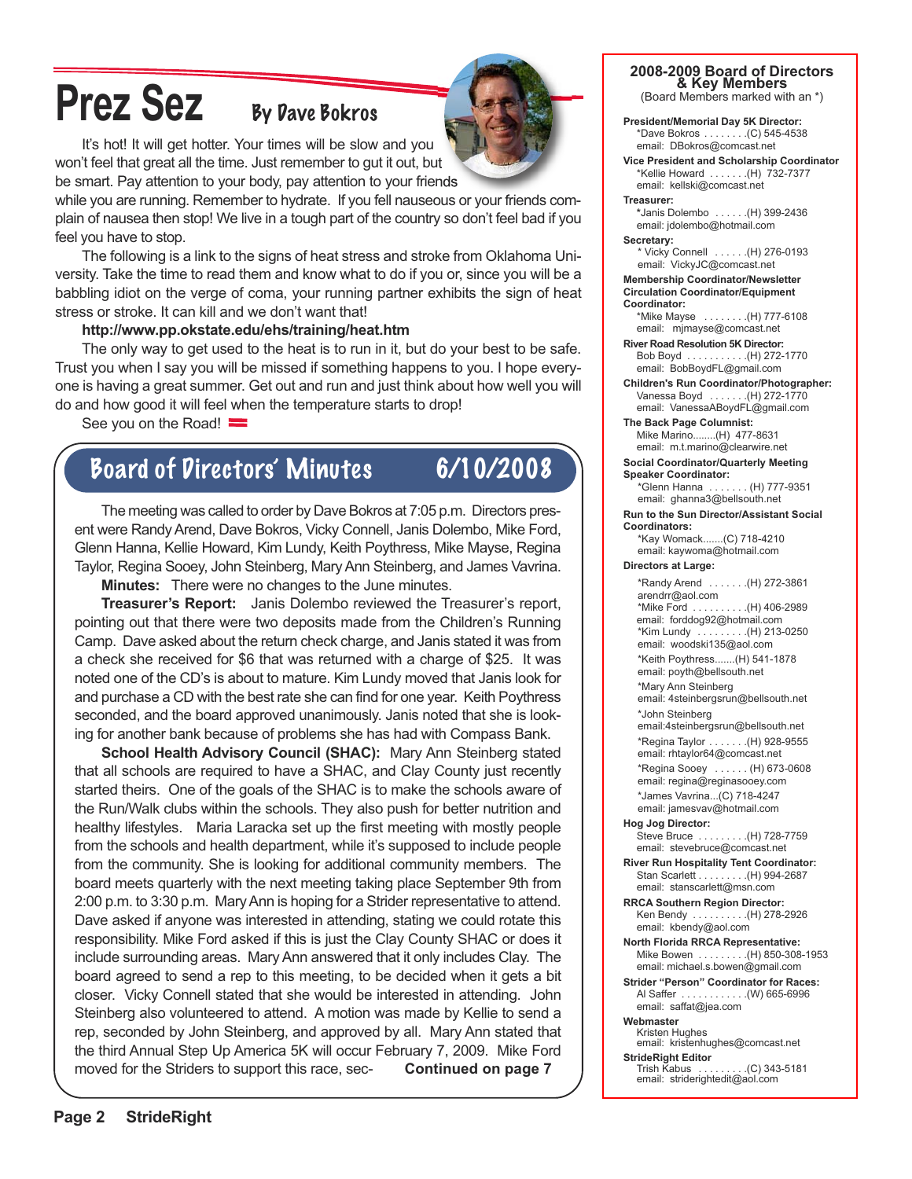# Prez Sez

### By Dave Bokros

It's hot! It will get hotter. Your times will be slow and you won't feel that great all the time. Just remember to gut it out, but be smart. Pay attention to your body, pay attention to your friends while you are running. Remember to hydrate. If you fell nauseous or your friends complain of nausea then stop! We live in a tough part of the country so don't feel bad if you feel you have to stop.

The following is a link to the signs of heat stress and stroke from Oklahoma University. Take the time to read them and know what to do if you or, since you will be a babbling idiot on the verge of coma, your running partner exhibits the sign of heat stress or stroke. It can kill and we don't want that!

**http://www.pp.okstate.edu/ehs/training/heat.htm**

The only way to get used to the heat is to run in it, but do your best to be safe. Trust you when I say you will be missed if something happens to you. I hope everyone is having a great summer. Get out and run and just think about how well you will do and how good it will feel when the temperature starts to drop!

See you on the Road!

## Board of Directors' Minutes 6/10/2008

The meeting was called to order by Dave Bokros at 7:05 p.m. Directors present were Randy Arend, Dave Bokros, Vicky Connell, Janis Dolembo, Mike Ford, Glenn Hanna, Kellie Howard, Kim Lundy, Keith Poythress, Mike Mayse, Regina Taylor, Regina Sooey, John Steinberg, Mary Ann Steinberg, and James Vavrina.

**Minutes:** There were no changes to the June minutes.

**Treasurer's Report:** Janis Dolembo reviewed the Treasurer's report, pointing out that there were two deposits made from the Children's Running Camp. Dave asked about the return check charge, and Janis stated it was from a check she received for $6 that was returned with a charge of $25. It was noted one of the CD's is about to mature. Kim Lundy moved that Janis look for and purchase a CD with the best rate she can find for one year. Keith Poythress seconded, and the board approved unanimously. Janis noted that she is looking for another bank because of problems she has had with Compass Bank.

**School Health Advisory Council (SHAC):** Mary Ann Steinberg stated that all schools are required to have a SHAC, and Clay County just recently started theirs. One of the goals of the SHAC is to make the schools aware of the Run/Walk clubs within the schools. They also push for better nutrition and healthy lifestyles. Maria Laracka set up the first meeting with mostly people from the schools and health department, while it's supposed to include people from the community. She is looking for additional community members. The board meets quarterly with the next meeting taking place September 9th from 2:00 p.m. to 3:30 p.m. Mary Ann is hoping for a Strider representative to attend. Dave asked if anyone was interested in attending, stating we could rotate this responsibility. Mike Ford asked if this is just the Clay County SHAC or does it include surrounding areas. Mary Ann answered that it only includes Clay. The board agreed to send a rep to this meeting, to be decided when it gets a bit closer. Vicky Connell stated that she would be interested in attending. John Steinberg also volunteered to attend. A motion was made by Kellie to send a rep, seconded by John Steinberg, and approved by all. Mary Ann stated that the third Annual Step Up America 5K will occur February 7, 2009. Mike Ford moved for the Striders to support this race, sec- **Continued on page 7**

---

### 2008-2009 Board of Directors & Key Members

(Board Members marked with an *)

**President/Memorial Day 5K Director:**
*Dave Bokros . . . . . . . .(C) 545-4538
email: DBokros@comcast.net

**Vice President and Scholarship Coordinator**
*Kellie Howard . . . . . . .(H) 732-7377
email: kellski@comcast.net

**Treasurer:**
*Janis Dolembo . . . . . .(H) 399-2436
email: jdolembo@hotmail.com

**Secretary:**
* Vicky Connell . . . . . .(H) 276-0193
email: VickyJC@comcast.net

**Membership Coordinator/Newsletter Circulation Coordinator/Equipment Coordinator:**
*Mike Mayse . . . . . . . .(H) 777-6108
email: mjmayse@comcast.net

**River Road Resolution 5K Director:**
Bob Boyd . . . . . . . . . . .(H) 272-1770
email: BobBoydFL@gmail.com

**Children's Run Coordinator/Photographer:**
Vanessa Boyd . . . . . . .(H) 272-1770
email: VanessaABoydFL@gmail.com

**The Back Page Columnist:**
Mike Marino........(H) 477-8631
email: m.t.marino@clearwire.net

**Social Coordinator/Quarterly Meeting Speaker Coordinator:**
*Glenn Hanna . . . . . . . (H) 777-9351
email: ghanna3@bellsouth.net

**Run to the Sun Director/Assistant Social Coordinators:**
*Kay Womack.......(C) 718-4210
email: kaywoma@hotmail.com

**Directors at Large:**
*Randy Arend . . . . . . .(H) 272-3861
arendrr@aol.com
*Mike Ford . . . . . . . . . .(H) 406-2989
email: forddog92@hotmail.com
*Kim Lundy . . . . . . . . .(H) 213-0250
email: woodski135@aol.com
*Keith Poythress.......(H) 541-1878
email: poyth@bellsouth.net
*Mary Ann Steinberg
email: 4steinbergsrun@bellsouth.net
*John Steinberg
email:4steinbergsrun@bellsouth.net
*Regina Taylor . . . . . . .(H) 928-9555
email: rhtaylor64@comcast.net
*Regina Sooey . . . . . . (H) 673-0608
email: regina@reginasooey.com
*James Vavrina...(C) 718-4247
email: jamesvav@hotmail.com

**Hog Jog Director:**
Steve Bruce . . . . . . . . .(H) 728-7759
email: stevebruce@comcast.net

**River Run Hospitality Tent Coordinator:**
Stan Scarlett . . . . . . . . .(H) 994-2687
email: stanscarlett@msn.com

**RRCA Southern Region Director:**
Ken Bendy . . . . . . . . . .(H) 278-2926
email: kbendy@aol.com

**North Florida RRCA Representative:**
Mike Bowen . . . . . . . . .(H) 850-308-1953
email: michael.s.bowen@gmail.com

**Strider "Person" Coordinator for Races:**
Al Saffer . . . . . . . . . . . .(W) 665-6996
email: saffat@jea.com

**Webmaster**
Kristen Hughes
email: kristenhughes@comcast.net

**StrideRight Editor**
Trish Kabus . . . . . . . . .(C) 343-5181
email: striderightedit@aol.com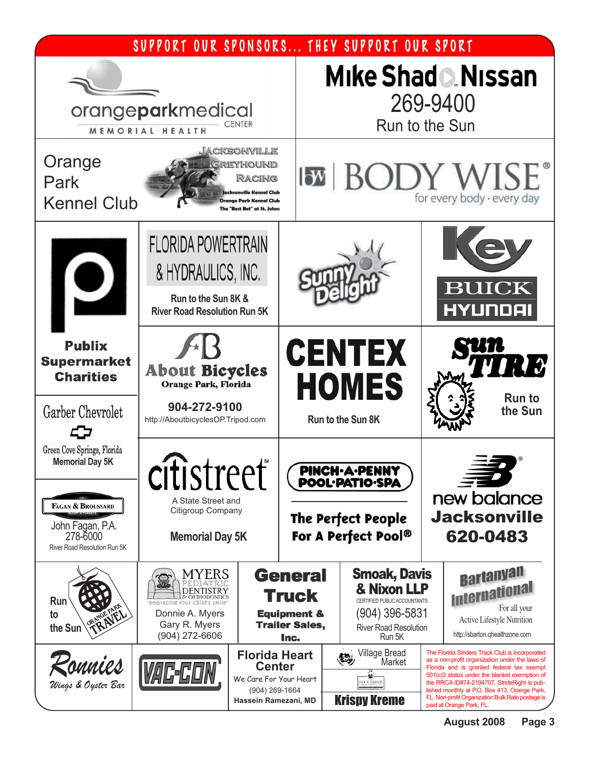## SUPPORT OUR SPONSORS... THEY SUPPORT OUR SPORT

orangeparkmedical CENTER
MEMORIAL HEALTH

**Mike Shad Nissan**
269-9400
Run to the Sun

Orange Park Kennel Club

JACKSONVILLE GREYHOUND RACING
Jacksonville Kennel Club
Orange Park Kennel Club
The "Best Bet" at St. Johns

BODY WISE
for every body · every day

**Publix Supermarket Charities**

FLORIDA POWERTRAIN & HYDRAULICS, INC.
Run to the Sun 8K & River Road Resolution Run 5K

Sunny Delight

Key BUICK HYUNDAI

About Bicycles
Orange Park, Florida
904-272-9100
http://AboutbicyclesOP.Tripod.com

**CENTEX HOMES**
Run to the Sun 8K

Sun TIRE
Run to the Sun

Garber Chevrolet
Green Cove Springs, Florida
Memorial Day 5K

citistreet
A State Street and Citigroup Company
Memorial Day 5K

PINCH-A-PENNY POOL·PATIO·SPA
The Perfect People For A Perfect Pool®

new balance
**Jacksonville**
**620-0483**

FAGAN & BROUSSARD
John Fagan, P.A.
278-6000
River Road Resolution Run 5K

Run to the Sun
ORANGE PARK TRAVEL

MYERS PEDIATRIC DENTISTRY & ORTHODONTICS
"embracing your child's smile"
Donnie A. Myers
Gary R. Myers
(904) 272-6606

**General Truck Equipment & Trailer Sales, Inc.**

**Smoak, Davis & Nixon LLP**
CERTIFIED PUBLIC ACCOUNTANTS
(904) 396-5831
River Road Resolution Run 5K

Bartanyan International
For all your Active Lifestyle Nutrition
http://sbarton.qhealthzone.com

Ronnies
Wings & Oyster Bar

VAC-CON

**Florida Heart Center**
We Care For Your Heart
(904) 269-1664
Hassein Ramezani, MD

Village Bread Market

BLUE RIDGE

Krispy Kreme

The Florida Striders Track Club is incorporated as a non-profit organization under the laws of Florida and is granted federal tax exempt 501(c)3 status under the blanket exemption of the RRCA ID#74-2194707. StrideRight is published monthly at P.O. Box 413, Orange Park, FL. Non-profit Organization Bulk Rate postage is paid at Orange Park, FL.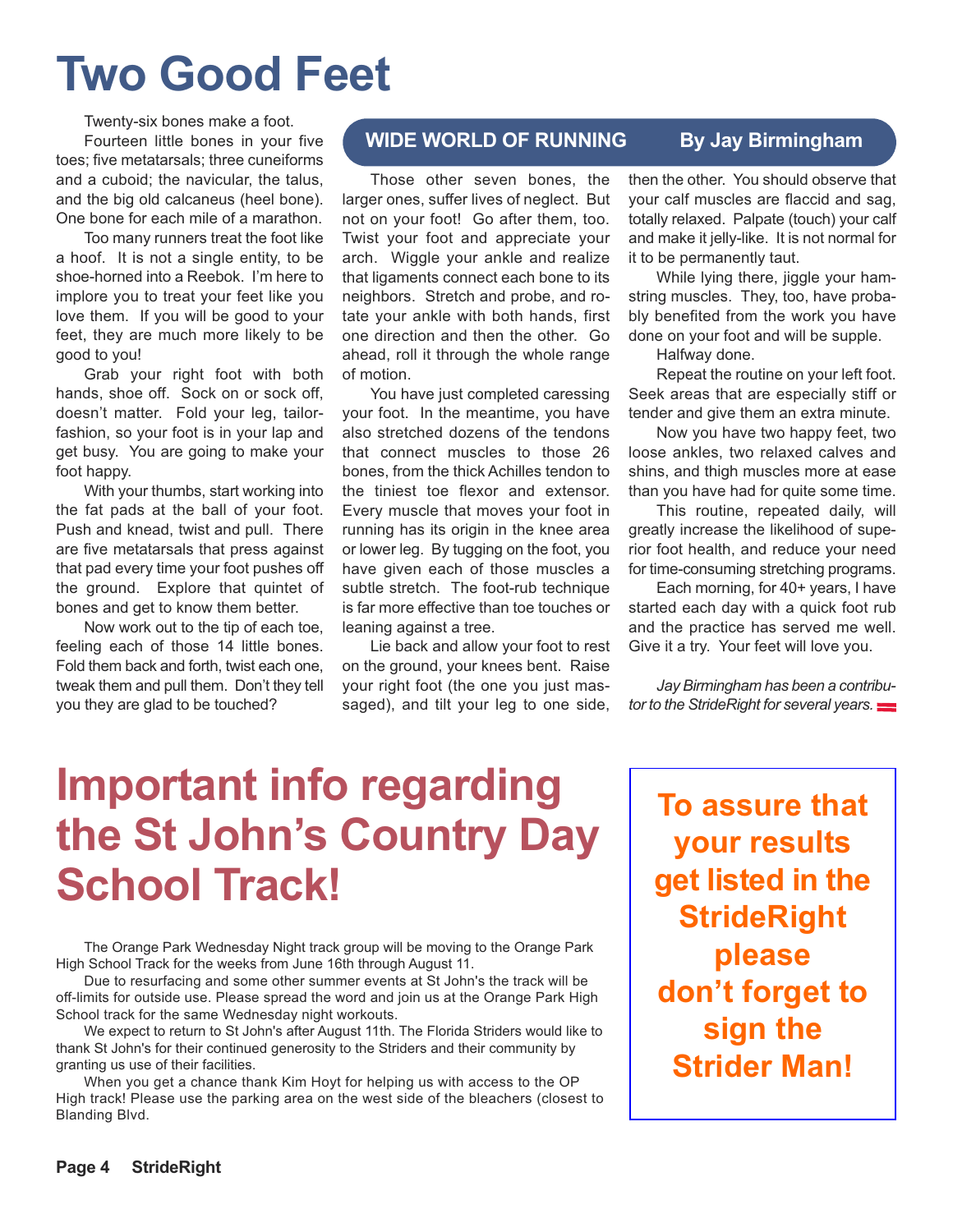# Two Good Feet

## WIDE WORLD OF RUNNING — By Jay Birmingham

Twenty-six bones make a foot.

Fourteen little bones in your five toes; five metatarsals; three cuneiforms and a cuboid; the navicular, the talus, and the big old calcaneus (heel bone). One bone for each mile of a marathon.

Too many runners treat the foot like a hoof. It is not a single entity, to be shoe-horned into a Reebok. I'm here to implore you to treat your feet like you love them. If you will be good to your feet, they are much more likely to be good to you!

Grab your right foot with both hands, shoe off. Sock on or sock off, doesn't matter. Fold your leg, tailor-fashion, so your foot is in your lap and get busy. You are going to make your foot happy.

With your thumbs, start working into the fat pads at the ball of your foot. Push and knead, twist and pull. There are five metatarsals that press against that pad every time your foot pushes off the ground. Explore that quintet of bones and get to know them better.

Now work out to the tip of each toe, feeling each of those 14 little bones. Fold them back and forth, twist each one, tweak them and pull them. Don't they tell you they are glad to be touched?

Those other seven bones, the larger ones, suffer lives of neglect. But not on your foot! Go after them, too. Twist your foot and appreciate your arch. Wiggle your ankle and realize that ligaments connect each bone to its neighbors. Stretch and probe, and rotate your ankle with both hands, first one direction and then the other. Go ahead, roll it through the whole range of motion.

You have just completed caressing your foot. In the meantime, you have also stretched dozens of the tendons that connect muscles to those 26 bones, from the thick Achilles tendon to the tiniest toe flexor and extensor. Every muscle that moves your foot in running has its origin in the knee area or lower leg. By tugging on the foot, you have given each of those muscles a subtle stretch. The foot-rub technique is far more effective than toe touches or leaning against a tree.

Lie back and allow your foot to rest on the ground, your knees bent. Raise your right foot (the one you just massaged), and tilt your leg to one side, then the other. You should observe that your calf muscles are flaccid and sag, totally relaxed. Palpate (touch) your calf and make it jelly-like. It is not normal for it to be permanently taut.

While lying there, jiggle your hamstring muscles. They, too, have probably benefited from the work you have done on your foot and will be supple.

Halfway done.

Repeat the routine on your left foot. Seek areas that are especially stiff or tender and give them an extra minute.

Now you have two happy feet, two loose ankles, two relaxed calves and shins, and thigh muscles more at ease than you have had for quite some time.

This routine, repeated daily, will greatly increase the likelihood of superior foot health, and reduce your need for time-consuming stretching programs.

Each morning, for 40+ years, I have started each day with a quick foot rub and the practice has served me well. Give it a try. Your feet will love you.

*Jay Birmingham has been a contributor to the StrideRight for several years.*

# Important info regarding the St John's Country Day School Track!

The Orange Park Wednesday Night track group will be moving to the Orange Park High School Track for the weeks from June 16th through August 11.

Due to resurfacing and some other summer events at St John's the track will be off-limits for outside use. Please spread the word and join us at the Orange Park High School track for the same Wednesday night workouts.

We expect to return to St John's after August 11th. The Florida Striders would like to thank St John's for their continued generosity to the Striders and their community by granting us use of their facilities.

When you get a chance thank Kim Hoyt for helping us with access to the OP High track! Please use the parking area on the west side of the bleachers (closest to Blanding Blvd.

**To assure that your results get listed in the StrideRight please don't forget to sign the Strider Man!**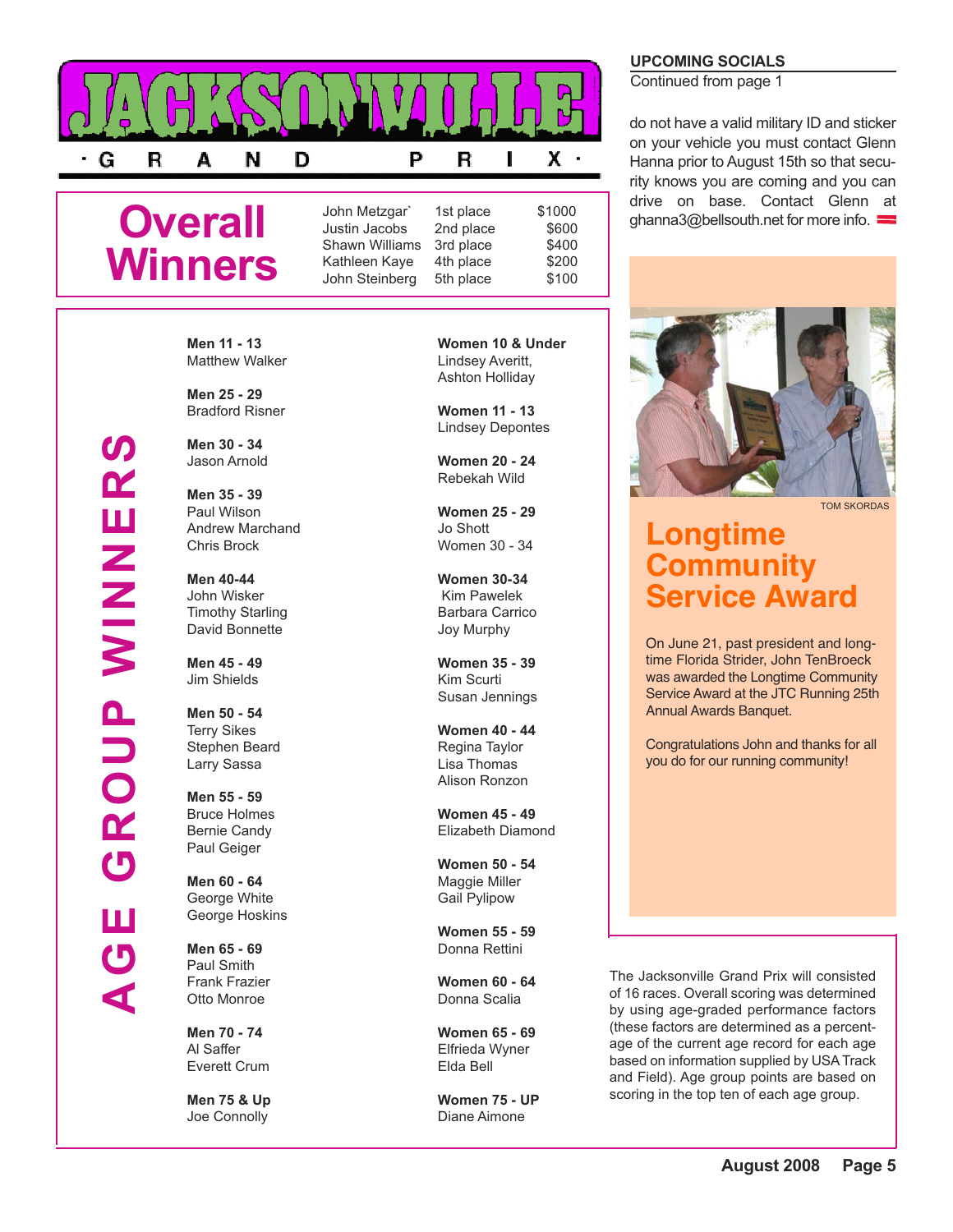# JACKSONVILLE GRAND PRIX

## Overall Winners

| Name | Place | Prize |
|---|---|---|
| John Metzgar` | 1st place | $1000 |
| Justin Jacobs | 2nd place | $600 |
| Shawn Williams | 3rd place | $400 |
| Kathleen Kaye | 4th place | $200 |
| John Steinberg | 5th place | $100 |

## AGE GROUP WINNERS

**Men 11 - 13**
Matthew Walker

**Men 25 - 29**
Bradford Risner

**Men 30 - 34**
Jason Arnold

**Men 35 - 39**
Paul Wilson
Andrew Marchand
Chris Brock

**Men 40-44**
John Wisker
Timothy Starling
David Bonnette

**Men 45 - 49**
Jim Shields

**Men 50 - 54**
Terry Sikes
Stephen Beard
Larry Sassa

**Men 55 - 59**
Bruce Holmes
Bernie Candy
Paul Geiger

**Men 60 - 64**
George White
George Hoskins

**Men 65 - 69**
Paul Smith
Frank Frazier
Otto Monroe

**Men 70 - 74**
Al Saffer
Everett Crum

**Men 75 & Up**
Joe Connolly

**Women 10 & Under**
Lindsey Averitt,
Ashton Holliday

**Women 11 - 13**
Lindsey Depontes

**Women 20 - 24**
Rebekah Wild

**Women 25 - 29**
Jo Shott
Women 30 - 34

**Women 30-34**
Kim Pawelek
Barbara Carrico
Joy Murphy

**Women 35 - 39**
Kim Scurti
Susan Jennings

**Women 40 - 44**
Regina Taylor
Lisa Thomas
Alison Ronzon

**Women 45 - 49**
Elizabeth Diamond

**Women 50 - 54**
Maggie Miller
Gail Pylipow

**Women 55 - 59**
Donna Rettini

**Women 60 - 64**
Donna Scalia

**Women 65 - 69**
Elfrieda Wyner
Elda Bell

**Women 75 - UP**
Diane Aimone

The Jacksonville Grand Prix will consisted of 16 races. Overall scoring was determined by using age-graded performance factors (these factors are determined as a percentage of the current age record for each age based on information supplied by USA Track and Field). Age group points are based on scoring in the top ten of each age group.

### UPCOMING SOCIALS

Continued from page 1

do not have a valid military ID and sticker on your vehicle you must contact Glenn Hanna prior to August 15th so that security knows you are coming and you can drive on base. Contact Glenn at ghanna3@bellsouth.net for more info.

TOM SKORDAS

## Longtime Community Service Award

On June 21, past president and longtime Florida Strider, John TenBroeck was awarded the Longtime Community Service Award at the JTC Running 25th Annual Awards Banquet.

Congratulations John and thanks for all you do for our running community!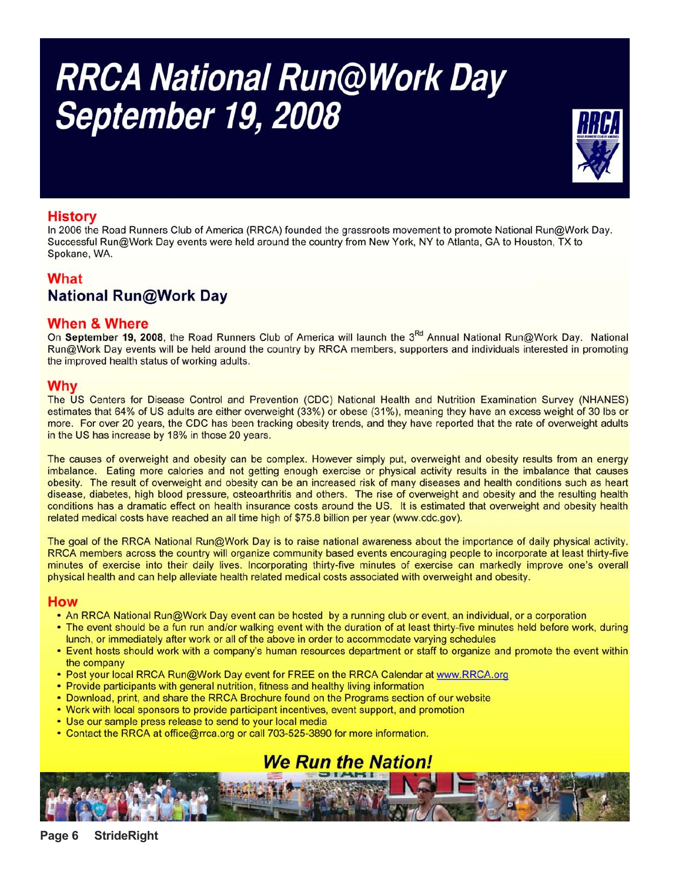# RRCA National Run@Work Day
# September 19, 2008

## History

In 2006 the Road Runners Club of America (RRCA) founded the grassroots movement to promote National Run@Work Day. Successful Run@Work Day events were held around the country from New York, NY to Atlanta, GA to Houston, TX to Spokane, WA.

## What

### National Run@Work Day

## When & Where

On **September 19, 2008**, the Road Runners Club of America will launch the 3[Rd] Annual National Run@Work Day. National Run@Work Day events will be held around the country by RRCA members, supporters and individuals interested in promoting the improved health status of working adults.

## Why

The US Centers for Disease Control and Prevention (CDC) National Health and Nutrition Examination Survey (NHANES) estimates that 64% of US adults are either overweight (33%) or obese (31%), meaning they have an excess weight of 30 lbs or more. For over 20 years, the CDC has been tracking obesity trends, and they have reported that the rate of overweight adults in the US has increase by 18% in those 20 years.

The causes of overweight and obesity can be complex. However simply put, overweight and obesity results from an energy imbalance. Eating more calories and not getting enough exercise or physical activity results in the imbalance that causes obesity. The result of overweight and obesity can be an increased risk of many diseases and health conditions such as heart disease, diabetes, high blood pressure, osteoarthritis and others. The rise of overweight and obesity and the resulting health conditions has a dramatic effect on health insurance costs around the US. It is estimated that overweight and obesity health related medical costs have reached an all time high of $75.8 billion per year (www.cdc.gov).

The goal of the RRCA National Run@Work Day is to raise national awareness about the importance of daily physical activity. RRCA members across the country will organize community based events encouraging people to incorporate at least thirty-five minutes of exercise into their daily lives. Incorporating thirty-five minutes of exercise can markedly improve one's overall physical health and can help alleviate health related medical costs associated with overweight and obesity.

## How

- An RRCA National Run@Work Day event can be hosted by a running club or event, an individual, or a corporation
- The event should be a fun run and/or walking event with the duration of at least thirty-five minutes held before work, during lunch, or immediately after work or all of the above in order to accommodate varying schedules
- Event hosts should work with a company's human resources department or staff to organize and promote the event within the company
- Post your local RRCA Run@Work Day event for FREE on the RRCA Calendar at www.RRCA.org
- Provide participants with general nutrition, fitness and healthy living information
- Download, print, and share the RRCA Brochure found on the Programs section of our website
- Work with local sponsors to provide participant incentives, event support, and promotion
- Use our sample press release to send to your local media
- Contact the RRCA at office@rrca.org or call 703-525-3890 for more information.

***We Run the Nation!***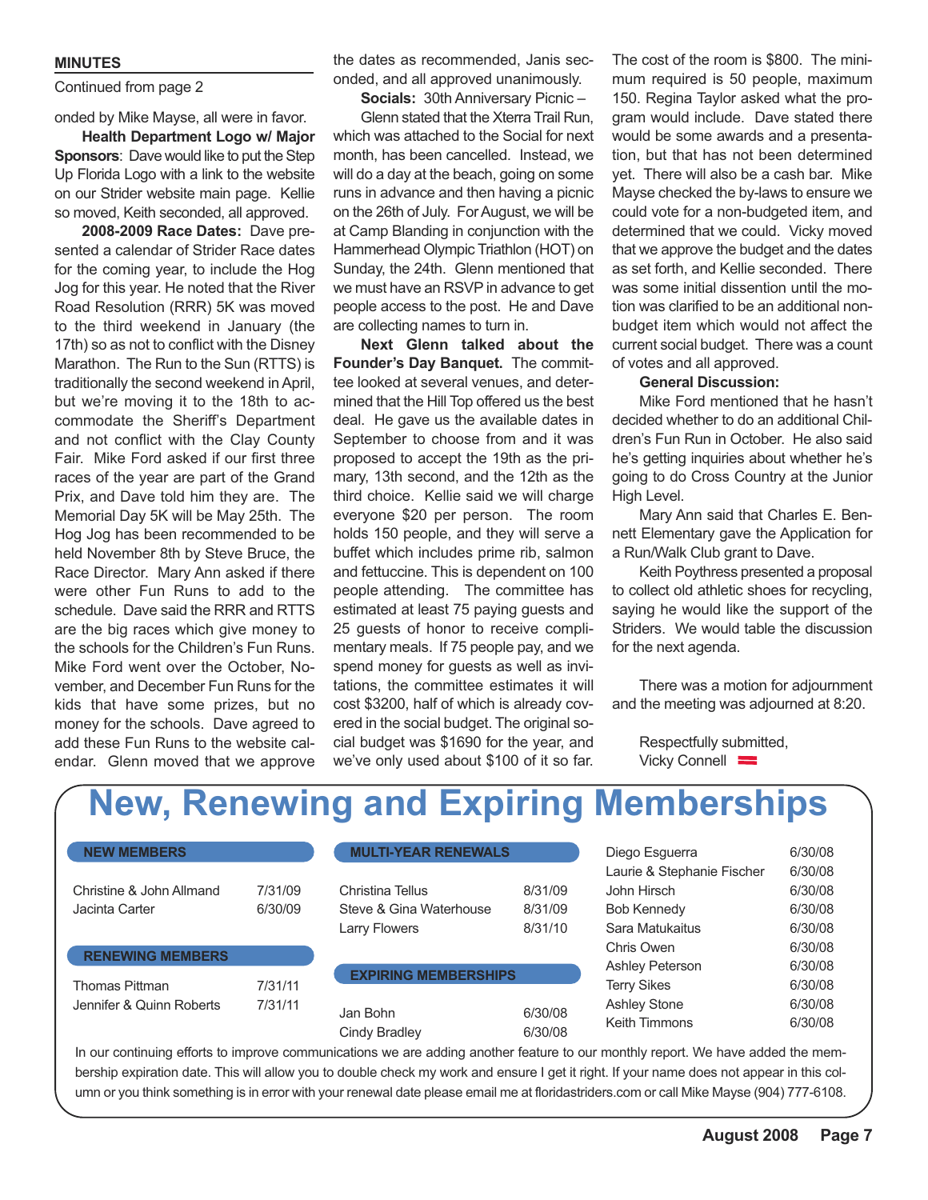**MINUTES**

Continued from page 2

onded by Mike Mayse, all were in favor.

**Health Department Logo w/ Major Sponsors**: Dave would like to put the Step Up Florida Logo with a link to the website on our Strider website main page. Kellie so moved, Keith seconded, all approved.

**2008-2009 Race Dates:** Dave presented a calendar of Strider Race dates for the coming year, to include the Hog Jog for this year. He noted that the River Road Resolution (RRR) 5K was moved to the third weekend in January (the 17th) so as not to conflict with the Disney Marathon. The Run to the Sun (RTTS) is traditionally the second weekend in April, but we're moving it to the 18th to accommodate the Sheriff's Department and not conflict with the Clay County Fair. Mike Ford asked if our first three races of the year are part of the Grand Prix, and Dave told him they are. The Memorial Day 5K will be May 25th. The Hog Jog has been recommended to be held November 8th by Steve Bruce, the Race Director. Mary Ann asked if there were other Fun Runs to add to the schedule. Dave said the RRR and RTTS are the big races which give money to the schools for the Children's Fun Runs. Mike Ford went over the October, November, and December Fun Runs for the kids that have some prizes, but no money for the schools. Dave agreed to add these Fun Runs to the website calendar. Glenn moved that we approve the dates as recommended, Janis seconded, and all approved unanimously.

**Socials:** 30th Anniversary Picnic – Glenn stated that the Xterra Trail Run, which was attached to the Social for next month, has been cancelled. Instead, we will do a day at the beach, going on some runs in advance and then having a picnic on the 26th of July. For August, we will be at Camp Blanding in conjunction with the Hammerhead Olympic Triathlon (HOT) on Sunday, the 24th. Glenn mentioned that we must have an RSVP in advance to get people access to the post. He and Dave are collecting names to turn in.

**Next Glenn talked about the Founder's Day Banquet.** The committee looked at several venues, and determined that the Hill Top offered us the best deal. He gave us the available dates in September to choose from and it was proposed to accept the 19th as the primary, 13th second, and the 12th as the third choice. Kellie said we will charge everyone $20 per person. The room holds 150 people, and they will serve a buffet which includes prime rib, salmon and fettuccine. This is dependent on 100 people attending. The committee has estimated at least 75 paying guests and 25 guests of honor to receive complimentary meals. If 75 people pay, and we spend money for guests as well as invitations, the committee estimates it will cost $3200, half of which is already covered in the social budget. The original social budget was $1690 for the year, and we've only used about $100 of it so far. The cost of the room is $800. The minimum required is 50 people, maximum 150. Regina Taylor asked what the program would include. Dave stated there would be some awards and a presentation, but that has not been determined yet. There will also be a cash bar. Mike Mayse checked the by-laws to ensure we could vote for a non-budgeted item, and determined that we could. Vicky moved that we approve the budget and the dates as set forth, and Kellie seconded. There was some initial dissention until the motion was clarified to be an additional non-budget item which would not affect the current social budget. There was a count of votes and all approved.

**General Discussion:**

Mike Ford mentioned that he hasn't decided whether to do an additional Children's Fun Run in October. He also said he's getting inquiries about whether he's going to do Cross Country at the Junior High Level.

Mary Ann said that Charles E. Bennett Elementary gave the Application for a Run/Walk Club grant to Dave.

Keith Poythress presented a proposal to collect old athletic shoes for recycling, saying he would like the support of the Striders. We would table the discussion for the next agenda.

There was a motion for adjournment and the meeting was adjourned at 8:20.

Respectfully submitted,
Vicky Connell

# New, Renewing and Expiring Memberships

**NEW MEMBERS**

| Name | Expires |
|---|---|
| Christine & John Allmand | 7/31/09 |
| Jacinta Carter | 6/30/09 |

**RENEWING MEMBERS**

| Name | Expires |
|---|---|
| Thomas Pittman | 7/31/11 |
| Jennifer & Quinn Roberts | 7/31/11 |

**MULTI-YEAR RENEWALS**

| Name | Expires |
|---|---|
| Christina Tellus | 8/31/09 |
| Steve & Gina Waterhouse | 8/31/09 |
| Larry Flowers | 8/31/10 |

**EXPIRING MEMBERSHIPS**

| Name | Expires |
|---|---|
| Jan Bohn | 6/30/08 |
| Cindy Bradley | 6/30/08 |
| Diego Esguerra | 6/30/08 |
| Laurie & Stephanie Fischer | 6/30/08 |
| John Hirsch | 6/30/08 |
| Bob Kennedy | 6/30/08 |
| Sara Matukaitus | 6/30/08 |
| Chris Owen | 6/30/08 |
| Ashley Peterson | 6/30/08 |
| Terry Sikes | 6/30/08 |
| Ashley Stone | 6/30/08 |
| Keith Timmons | 6/30/08 |

In our continuing efforts to improve communications we are adding another feature to our monthly report. We have added the membership expiration date. This will allow you to double check my work and ensure I get it right. If your name does not appear in this column or you think something is in error with your renewal date please email me at floridastriders.com or call Mike Mayse (904) 777-6108.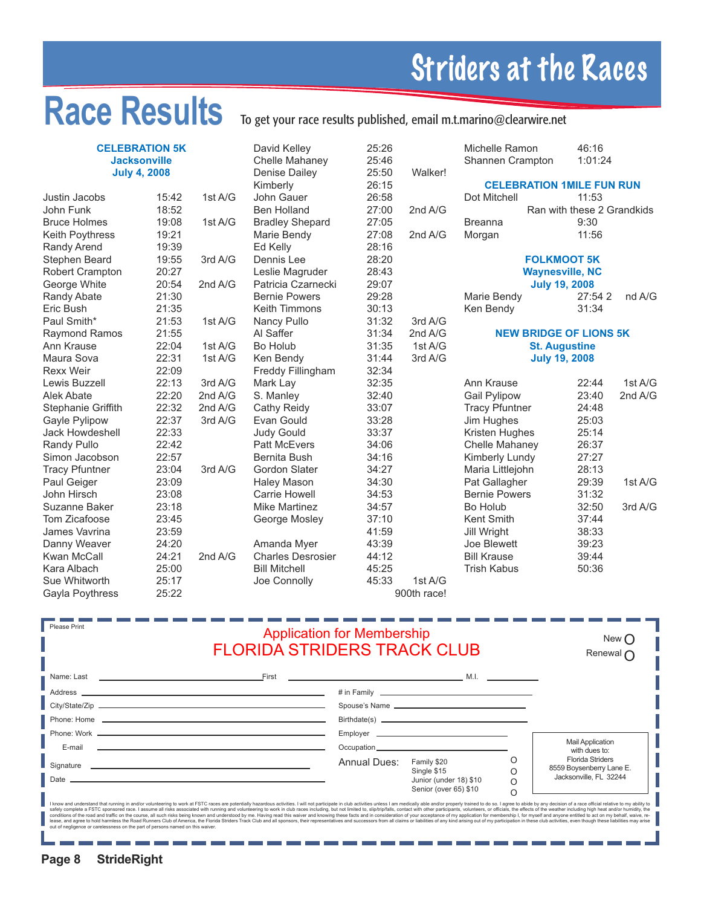# Striders at the Races

# Race Results

To get your race results published, email m.t.marino@clearwire.net

## CELEBRATION 5K
### Jacksonville
### July 4, 2008

| Name | Time | Award |
|---|---|---|
| Justin Jacobs | 15:42 | 1st A/G |
| John Funk | 18:52 | |
| Bruce Holmes | 19:08 | 1st A/G |
| Keith Poythress | 19:21 | |
| Randy Arend | 19:39 | |
| Stephen Beard | 19:55 | 3rd A/G |
| Robert Crampton | 20:27 | |
| George White | 20:54 | 2nd A/G |
| Randy Abate | 21:30 | |
| Eric Bush | 21:35 | |
| Paul Smith* | 21:53 | 1st A/G |
| Raymond Ramos | 21:55 | |
| Ann Krause | 22:04 | 1st A/G |
| Maura Sova | 22:31 | 1st A/G |
| Rexx Weir | 22:09 | |
| Lewis Buzzell | 22:13 | 3rd A/G |
| Alek Abate | 22:20 | 2nd A/G |
| Stephanie Griffith | 22:32 | 2nd A/G |
| Gayle Pylipow | 22:37 | 3rd A/G |
| Jack Howdeshell | 22:33 | |
| Randy Pullo | 22:42 | |
| Simon Jacobson | 22:57 | |
| Tracy Pfuntner | 23:04 | 3rd A/G |
| Paul Geiger | 23:09 | |
| John Hirsch | 23:08 | |
| Suzanne Baker | 23:18 | |
| Tom Zicafoose | 23:45 | |
| James Vavrina | 23:59 | |
| Danny Weaver | 24:20 | |
| Kwan McCall | 24:21 | 2nd A/G |
| Kara Albach | 25:00 | |
| Sue Whitworth | 25:17 | |
| Gayla Poythress | 25:22 | |
| David Kelley | 25:26 | |
| Chelle Mahaney | 25:46 | |
| Denise Dailey | 25:50 | Walker! |
| Kimberly | 26:15 | |
| John Gauer | 26:58 | |
| Ben Holland | 27:00 | 2nd A/G |
| Bradley Shepard | 27:05 | |
| Marie Bendy | 27:08 | 2nd A/G |
| Ed Kelly | 28:16 | |
| Dennis Lee | 28:20 | |
| Leslie Magruder | 28:43 | |
| Patricia Czarnecki | 29:07 | |
| Bernie Powers | 29:28 | |
| Keith Timmons | 30:13 | |
| Nancy Pullo | 31:32 | 3rd A/G |
| Al Saffer | 31:34 | 2nd A/G |
| Bo Holub | 31:35 | 1st A/G |
| Ken Bendy | 31:44 | 3rd A/G |
| Freddy Fillingham | 32:34 | |
| Mark Lay | 32:35 | |
| S. Manley | 32:40 | |
| Cathy Reidy | 33:07 | |
| Evan Gould | 33:28 | |
| Judy Gould | 33:37 | |
| Patt McEvers | 34:06 | |
| Bernita Bush | 34:16 | |
| Gordon Slater | 34:27 | |
| Haley Mason | 34:30 | |
| Carrie Howell | 34:53 | |
| Mike Martinez | 34:57 | |
| George Mosley | 37:10 | |
| | 41:59 | |
| Amanda Myer | 43:39 | |
| Charles Desrosier | 44:12 | |
| Bill Mitchell | 45:25 | |
| Joe Connolly | 45:33 | 1st A/G 900th race! |
| Michelle Ramon | 46:16 | |
| Shannen Crampton | 1:01:24 | |

## CELEBRATION 1MILE FUN RUN

| Name | Time |
|---|---|
| Dot Mitchell | 11:53 |
| Ran with these 2 Grandkids | |
| Breanna | 9:30 |
| Morgan | 11:56 |

## FOLKMOOT 5K
### Waynesville, NC
### July 19, 2008

| Name | Time | Award |
|---|---|---|
| Marie Bendy | 27:54 | 2nd A/G |
| Ken Bendy | 31:34 | |

## NEW BRIDGE OF LIONS 5K
### St. Augustine
### July 19, 2008

| Name | Time | Award |
|---|---|---|
| Ann Krause | 22:44 | 1st A/G |
| Gail Pylipow | 23:40 | 2nd A/G |
| Tracy Pfuntner | 24:48 | |
| Jim Hughes | 25:03 | |
| Kristen Hughes | 25:14 | |
| Chelle Mahaney | 26:37 | |
| Kimberly Lundy | 27:27 | |
| Maria Littlejohn | 28:13 | |
| Pat Gallagher | 29:39 | 1st A/G |
| Bernie Powers | 31:32 | |
| Bo Holub | 32:50 | 3rd A/G |
| Kent Smith | 37:44 | |
| Jill Wright | 38:33 | |
| Joe Blewett | 39:23 | |
| Bill Krause | 39:44 | |
| Trish Kabus | 50:36 | |

---

Please Print

## Application for Membership
## FLORIDA STRIDERS TRACK CLUB

New ○
Renewal ○

Name: Last ______________ First ______________ M.I. ______

Address ______________ # in Family ______________

City/State/Zip ______________ Spouse's Name ______________

Phone: Home ______________ Birthdate(s) ______________

Phone: Work ______________ Employer ______________

E-mail ______________ Occupation ______________

Signature ______________

Date ______________

Annual Dues:
- Family $20 ○
- Single $15 ○
- Junior (under 18) $10 ○
- Senior (over 65) $10 ○

Mail Application with dues to:
Florida Striders
8559 Boysenberry Lane E.
Jacksonville, FL 32244

I know and understand that running in and/or volunteering to work at FSTC races are potentially hazardous activities. I will not participate in club activities unless I am medically able and/or properly trained to do so. I agree to abide by any decision of a race official relative to my ability to safely complete a FSTC sponsored race. I assume all risks associated with running and volunteering to work in club races including, but not limited to, slip/trip/falls, contact with other participants, volunteers, or officials, the effects of the weather including high heat and/or humidity, the conditions of the road and traffic on the course, all such risks being known and understood by me. Having read this waiver and knowing these facts and in consideration of your acceptance of my application for membership I, for myself and anyone entitled to act on my behalf, waive, release, and agree to hold harmless the Road Runners Club of America, the Florida Striders Track Club and all sponsors, their representatives and successors from all claims or liabilities of any kind arising out of my participation in these club activities, even though these liabilities may arise out of negligence or carelessness on the part of persons named on this waiver.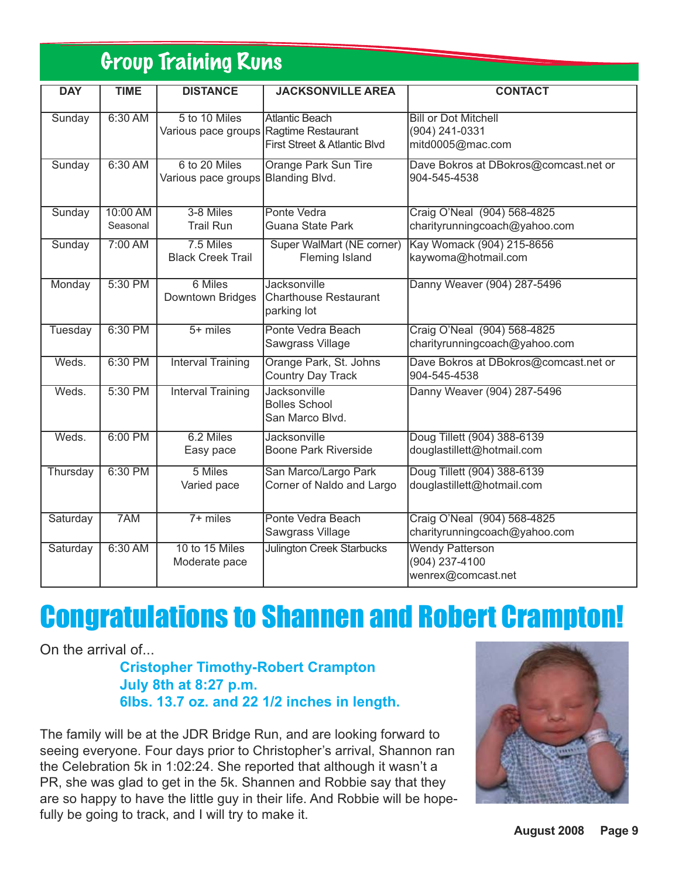## Group Training Runs

| DAY | TIME | DISTANCE | JACKSONVILLE AREA | CONTACT |
|---|---|---|---|---|
| Sunday | 6:30 AM | 5 to 10 Miles Various pace groups | Atlantic Beach Ragtime Restaurant First Street & Atlantic Blvd | Bill or Dot Mitchell (904) 241-0331 mitd0005@mac.com |
| Sunday | 6:30 AM | 6 to 20 Miles Various pace groups | Orange Park Sun Tire Blanding Blvd. | Dave Bokros at DBokros@comcast.net or 904-545-4538 |
| Sunday | 10:00 AM Seasonal | 3-8 Miles Trail Run | Ponte Vedra Guana State Park | Craig O'Neal (904) 568-4825 charityrunningcoach@yahoo.com |
| Sunday | 7:00 AM | 7.5 Miles Black Creek Trail | Super WalMart (NE corner) Fleming Island | Kay Womack (904) 215-8656 kaywoma@hotmail.com |
| Monday | 5:30 PM | 6 Miles Downtown Bridges | Jacksonville Charthouse Restaurant parking lot | Danny Weaver (904) 287-5496 |
| Tuesday | 6:30 PM | 5+ miles | Ponte Vedra Beach Sawgrass Village | Craig O'Neal (904) 568-4825 charityrunningcoach@yahoo.com |
| Weds. | 6:30 PM | Interval Training | Orange Park, St. Johns Country Day Track | Dave Bokros at DBokros@comcast.net or 904-545-4538 |
| Weds. | 5:30 PM | Interval Training | Jacksonville Bolles School San Marco Blvd. | Danny Weaver (904) 287-5496 |
| Weds. | 6:00 PM | 6.2 Miles Easy pace | Jacksonville Boone Park Riverside | Doug Tillett (904) 388-6139 douglastillett@hotmail.com |
| Thursday | 6:30 PM | 5 Miles Varied pace | San Marco/Largo Park Corner of Naldo and Largo | Doug Tillett (904) 388-6139 douglastillett@hotmail.com |
| Saturday | 7AM | 7+ miles | Ponte Vedra Beach Sawgrass Village | Craig O'Neal (904) 568-4825 charityrunningcoach@yahoo.com |
| Saturday | 6:30 AM | 10 to 15 Miles Moderate pace | Julington Creek Starbucks | Wendy Patterson (904) 237-4100 wenrex@comcast.net |

# Congratulations to Shannen and Robert Crampton!

On the arrival of...

**Cristopher Timothy-Robert Crampton**
**July 8th at 8:27 p.m.**
**6lbs. 13.7 oz. and 22 1/2 inches in length.**

The family will be at the JDR Bridge Run, and are looking forward to seeing everyone. Four days prior to Christopher's arrival, Shannon ran the Celebration 5k in 1:02:24. She reported that although it wasn't a PR, she was glad to get in the 5k. Shannen and Robbie say that they are so happy to have the little guy in their life. And Robbie will be hopefully be going to track, and I will try to make it.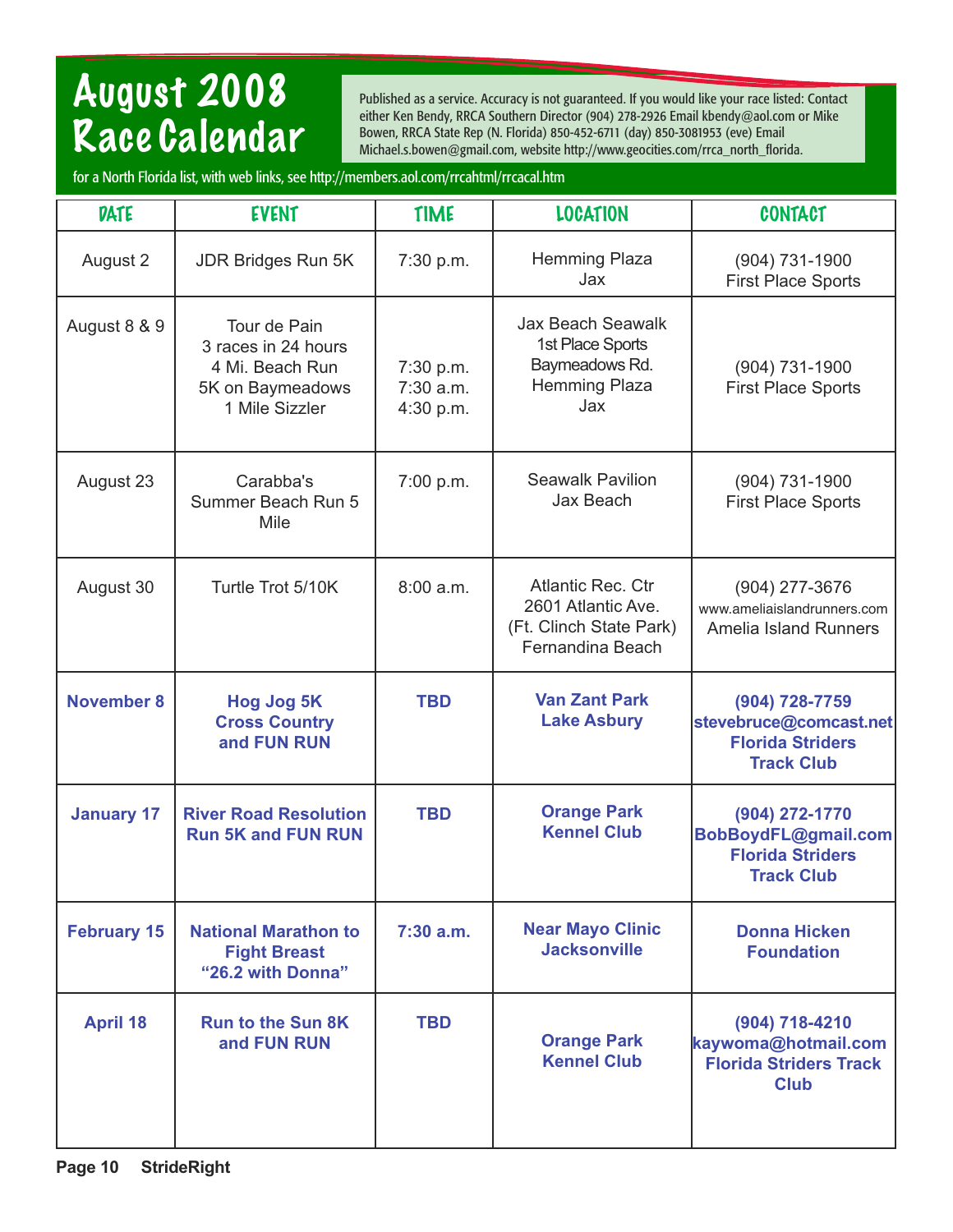# August 2008 Race Calendar

Published as a service. Accuracy is not guaranteed. If you would like your race listed: Contact either Ken Bendy, RRCA Southern Director (904) 278-2926 Email kbendy@aol.com or Mike Bowen, RRCA State Rep (N. Florida) 850-452-6711 (day) 850-3081953 (eve) Email Michael.s.bowen@gmail.com, website http://www.geocities.com/rrca_north_florida.

for a North Florida list, with web links, see http://members.aol.com/rrcahtml/rrcacal.htm

| DATE | EVENT | TIME | LOCATION | CONTACT |
|---|---|---|---|---|
| August 2 | JDR Bridges Run 5K | 7:30 p.m. | Hemming Plaza<br>Jax | (904) 731-1900<br>First Place Sports |
| August 8 & 9 | Tour de Pain<br>3 races in 24 hours<br>4 Mi. Beach Run<br>5K on Baymeadows<br>1 Mile Sizzler | 7:30 p.m.<br>7:30 a.m.<br>4:30 p.m. | Jax Beach Seawalk<br>1st Place Sports<br>Baymeadows Rd.<br>Hemming Plaza<br>Jax | (904) 731-1900<br>First Place Sports |
| August 23 | Carabba's Summer Beach Run 5 Mile | 7:00 p.m. | Seawalk Pavilion<br>Jax Beach | (904) 731-1900<br>First Place Sports |
| August 30 | Turtle Trot 5/10K | 8:00 a.m. | Atlantic Rec. Ctr<br>2601 Atlantic Ave.<br>(Ft. Clinch State Park)<br>Fernandina Beach | (904) 277-3676<br>www.ameliaislandrunners.com<br>Amelia Island Runners |
| **November 8** | **Hog Jog 5K<br>Cross Country<br>and FUN RUN** | **TBD** | **Van Zant Park<br>Lake Asbury** | **(904) 728-7759<br>stevebruce@comcast.net<br>Florida Striders<br>Track Club** |
| **January 17** | **River Road Resolution Run 5K and FUN RUN** | **TBD** | **Orange Park<br>Kennel Club** | **(904) 272-1770<br>BobBoydFL@gmail.com<br>Florida Striders<br>Track Club** |
| **February 15** | **National Marathon to Fight Breast<br>"26.2 with Donna"** | **7:30 a.m.** | **Near Mayo Clinic<br>Jacksonville** | **Donna Hicken<br>Foundation** |
| **April 18** | **Run to the Sun 8K<br>and FUN RUN** | **TBD** | **Orange Park<br>Kennel Club** | **(904) 718-4210<br>kaywoma@hotmail.com<br>Florida Striders Track Club** |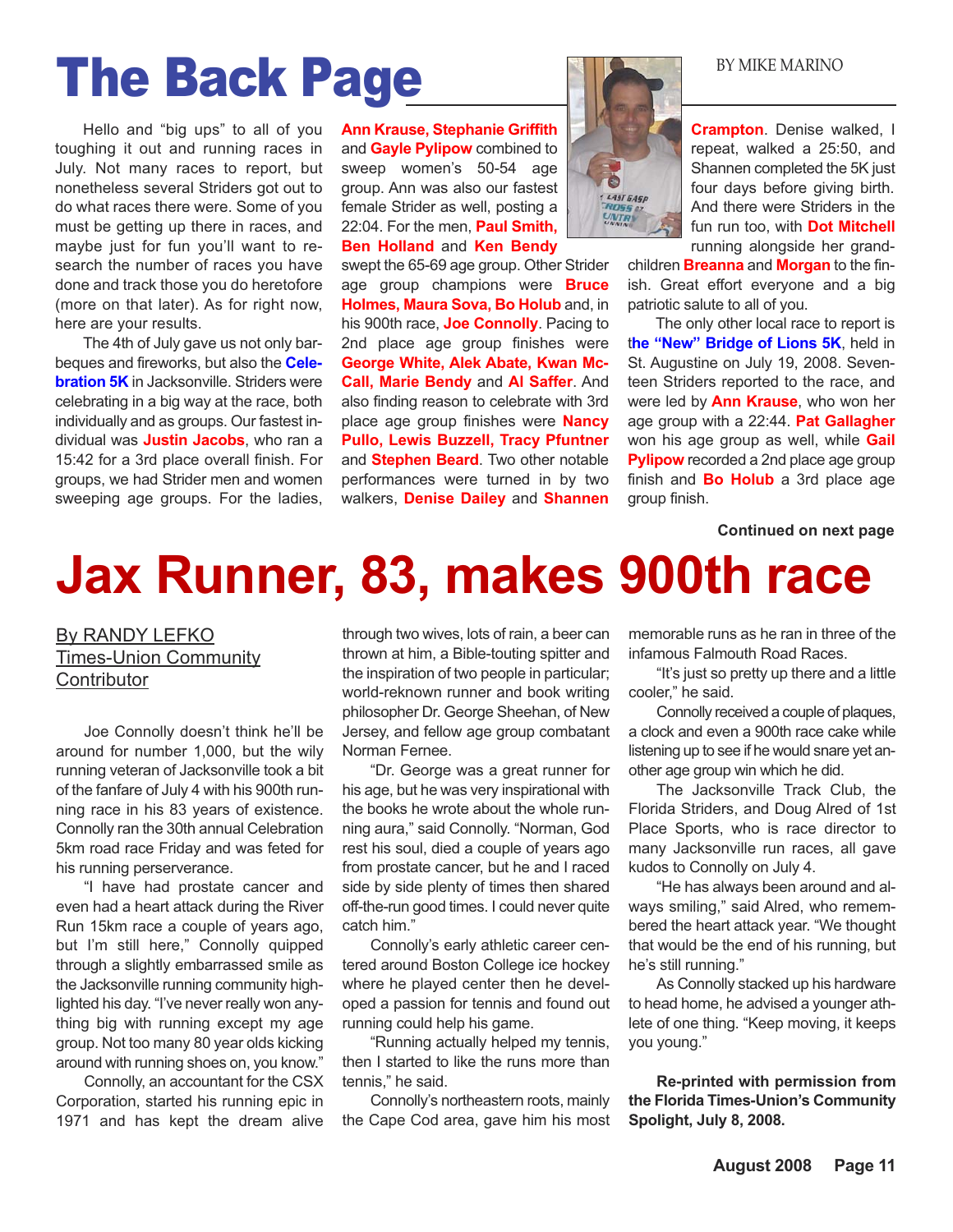# The Back Page

BY MIKE MARINO

Hello and "big ups" to all of you toughing it out and running races in July. Not many races to report, but nonetheless several Striders got out to do what races there were. Some of you must be getting up there in races, and maybe just for fun you'll want to research the number of races you have done and track those you do heretofore (more on that later). As for right now, here are your results.

The 4th of July gave us not only barbeques and fireworks, but also the **Celebration 5K** in Jacksonville. Striders were celebrating in a big way at the race, both individually and as groups. Our fastest individual was **Justin Jacobs**, who ran a 15:42 for a 3rd place overall finish. For groups, we had Strider men and women sweeping age groups. For the ladies, **Ann Krause, Stephanie Griffith** and **Gayle Pylipow** combined to sweep women's 50-54 age group. Ann was also our fastest female Strider as well, posting a 22:04. For the men, **Paul Smith, Ben Holland** and **Ken Bendy** swept the 65-69 age group. Other Strider age group champions were **Bruce Holmes, Maura Sova, Bo Holub** and, in his 900th race, **Joe Connolly**. Pacing to 2nd place age group finishes were **George White, Alek Abate, Kwan McCall, Marie Bendy** and **Al Saffer**. And also finding reason to celebrate with 3rd place age group finishes were **Nancy Pullo, Lewis Buzzell, Tracy Pfuntner** and **Stephen Beard**. Two other notable performances were turned in by two walkers, **Denise Dailey** and **Shannen Crampton**. Denise walked, I repeat, walked a 25:50, and Shannen completed the 5K just four days before giving birth. And there were Striders in the fun run too, with **Dot Mitchell** running alongside her grandchildren **Breanna** and **Morgan** to the finish. Great effort everyone and a big patriotic salute to all of you.

The only other local race to report is **the "New" Bridge of Lions 5K**, held in St. Augustine on July 19, 2008. Seventeen Striders reported to the race, and were led by **Ann Krause**, who won her age group with a 22:44. **Pat Gallagher** won his age group as well, while **Gail Pylipow** recorded a 2nd place age group finish and **Bo Holub** a 3rd place age group finish.

**Continued on next page**

# Jax Runner, 83, makes 900th race

By RANDY LEFKO
Times-Union Community Contributor

Joe Connolly doesn't think he'll be around for number 1,000, but the wily running veteran of Jacksonville took a bit of the fanfare of July 4 with his 900th running race in his 83 years of existence. Connolly ran the 30th annual Celebration 5km road race Friday and was feted for his running perserverance.

"I have had prostate cancer and even had a heart attack during the River Run 15km race a couple of years ago, but I'm still here," Connolly quipped through a slightly embarrassed smile as the Jacksonville running community highlighted his day. "I've never really won anything big with running except my age group. Not too many 80 year olds kicking around with running shoes on, you know."

Connolly, an accountant for the CSX Corporation, started his running epic in 1971 and has kept the dream alive through two wives, lots of rain, a beer can thrown at him, a Bible-touting spitter and the inspiration of two people in particular; world-reknown runner and book writing philosopher Dr. George Sheehan, of New Jersey, and fellow age group combatant Norman Fernee.

"Dr. George was a great runner for his age, but he was very inspirational with the books he wrote about the whole running aura," said Connolly. "Norman, God rest his soul, died a couple of years ago from prostate cancer, but he and I raced side by side plenty of times then shared off-the-run good times. I could never quite catch him."

Connolly's early athletic career centered around Boston College ice hockey where he played center then he developed a passion for tennis and found out running could help his game.

"Running actually helped my tennis, then I started to like the runs more than tennis," he said.

Connolly's northeastern roots, mainly the Cape Cod area, gave him his most memorable runs as he ran in three of the infamous Falmouth Road Races.

"It's just so pretty up there and a little cooler," he said.

Connolly received a couple of plaques, a clock and even a 900th race cake while listening up to see if he would snare yet another age group win which he did.

The Jacksonville Track Club, the Florida Striders, and Doug Alred of 1st Place Sports, who is race director to many Jacksonville run races, all gave kudos to Connolly on July 4.

"He has always been around and always smiling," said Alred, who remembered the heart attack year. "We thought that would be the end of his running, but he's still running."

As Connolly stacked up his hardware to head home, he advised a younger athlete of one thing. "Keep moving, it keeps you young."

**Re-printed with permission from the Florida Times-Union's Community Spolight, July 8, 2008.**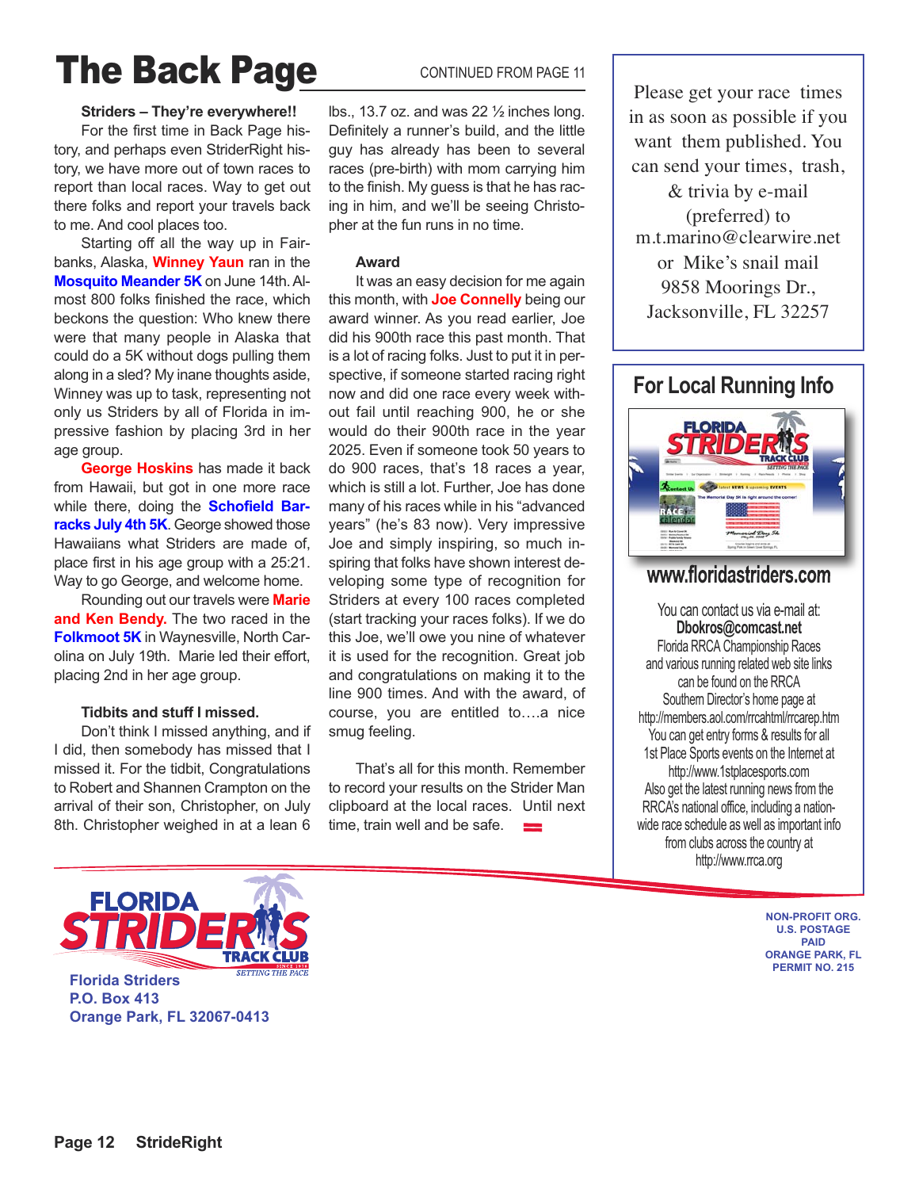# The Back Page

CONTINUED FROM PAGE 11

**Striders – They're everywhere!!**

For the first time in Back Page history, and perhaps even StriderRight history, we have more out of town races to report than local races. Way to get out there folks and report your travels back to me. And cool places too.

Starting off all the way up in Fairbanks, Alaska, **Winney Yaun** ran in the **Mosquito Meander 5K** on June 14th. Almost 800 folks finished the race, which beckons the question: Who knew there were that many people in Alaska that could do a 5K without dogs pulling them along in a sled? My inane thoughts aside, Winney was up to task, representing not only us Striders by all of Florida in impressive fashion by placing 3rd in her age group.

**George Hoskins** has made it back from Hawaii, but got in one more race while there, doing the **Schofield Barracks July 4th 5K**. George showed those Hawaiians what Striders are made of, place first in his age group with a 25:21. Way to go George, and welcome home.

Rounding out our travels were **Marie and Ken Bendy.** The two raced in the **Folkmoot 5K** in Waynesville, North Carolina on July 19th. Marie led their effort, placing 2nd in her age group.

**Tidbits and stuff I missed.**

Don't think I missed anything, and if I did, then somebody has missed that I missed it. For the tidbit, Congratulations to Robert and Shannen Crampton on the arrival of their son, Christopher, on July 8th. Christopher weighed in at a lean 6 lbs., 13.7 oz. and was 22 ½ inches long. Definitely a runner's build, and the little guy has already has been to several races (pre-birth) with mom carrying him to the finish. My guess is that he has racing in him, and we'll be seeing Christopher at the fun runs in no time.

**Award**

It was an easy decision for me again this month, with **Joe Connelly** being our award winner. As you read earlier, Joe did his 900th race this past month. That is a lot of racing folks. Just to put it in perspective, if someone started racing right now and did one race every week without fail until reaching 900, he or she would do their 900th race in the year 2025. Even if someone took 50 years to do 900 races, that's 18 races a year, which is still a lot. Further, Joe has done many of his races while in his "advanced years" (he's 83 now). Very impressive Joe and simply inspiring, so much inspiring that folks have shown interest developing some type of recognition for Striders at every 100 races completed (start tracking your races folks). If we do this Joe, we'll owe you nine of whatever it is used for the recognition. Great job and congratulations on making it to the line 900 times. And with the award, of course, you are entitled to….a nice smug feeling.

That's all for this month. Remember to record your results on the Strider Man clipboard at the local races. Until next time, train well and be safe.

Please get your race times in as soon as possible if you want them published. You can send your times, trash, & trivia by e-mail (preferred) to m.t.marino@clearwire.net or Mike's snail mail 9858 Moorings Dr., Jacksonville, FL 32257

## For Local Running Info

www.floridastriders.com

You can contact us via e-mail at:
**Dbokros@comcast.net**
Florida RRCA Championship Races and various running related web site links can be found on the RRCA Southern Director's home page at http://members.aol.com/rrcahtml/rrcarep.htm
You can get entry forms & results for all 1st Place Sports events on the Internet at http://www.1stplacesports.com
Also get the latest running news from the RRCA's national office, including a nationwide race schedule as well as important info from clubs across the country at http://www.rrca.org

**Florida Striders**
**P.O. Box 413**
**Orange Park, FL 32067-0413**

**NON-PROFIT ORG.**
**U.S. POSTAGE**
**PAID**
**ORANGE PARK, FL**
**PERMIT NO. 215**